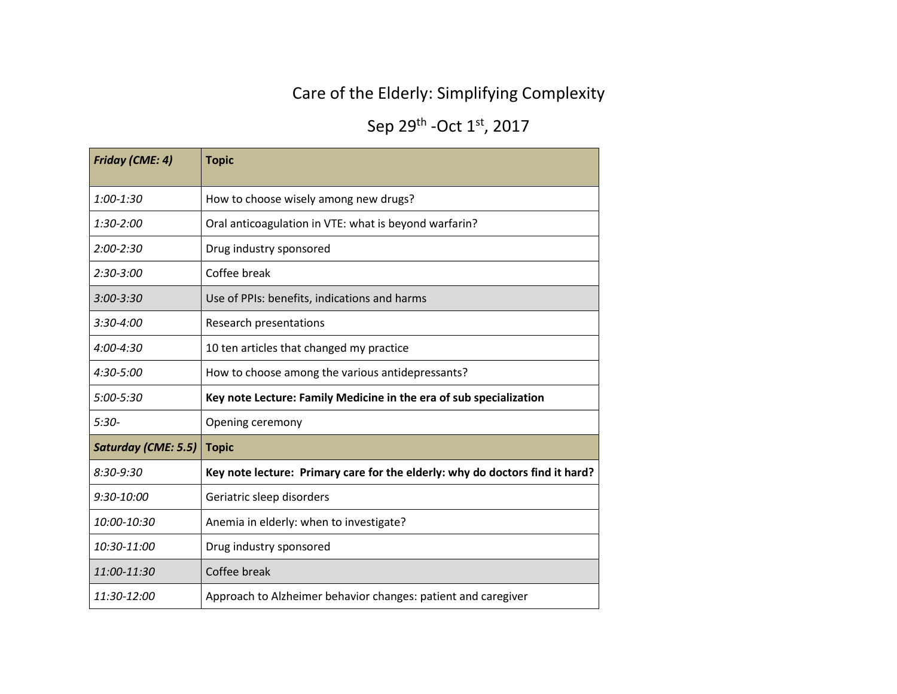# Care of the Elderly: Simplifying Complexity

## Sep 29th -Oct 1st, 2017

| ***Friday (CME: 4)*** | **Topic** |
|---|---|
| *1:00-1:30* | How to choose wisely among new drugs? |
| *1:30-2:00* | Oral anticoagulation in VTE: what is beyond warfarin? |
| *2:00-2:30* | Drug industry sponsored |
| *2:30-3:00* | Coffee break |
| *3:00-3:30* | Use of PPIs: benefits, indications and harms |
| *3:30-4:00* | Research presentations |
| *4:00-4:30* | 10 ten articles that changed my practice |
| *4:30-5:00* | How to choose among the various antidepressants? |
| *5:00-5:30* | **Key note Lecture: Family Medicine in the era of sub specialization** |
| *5:30-* | Opening ceremony |
| ***Saturday (CME: 5.5)*** | **Topic** |
| *8:30-9:30* | **Key note lecture: Primary care for the elderly: why do doctors find it hard?** |
| *9:30-10:00* | Geriatric sleep disorders |
| *10:00-10:30* | Anemia in elderly: when to investigate? |
| *10:30-11:00* | Drug industry sponsored |
| *11:00-11:30* | Coffee break |
| *11:30-12:00* | Approach to Alzheimer behavior changes: patient and caregiver |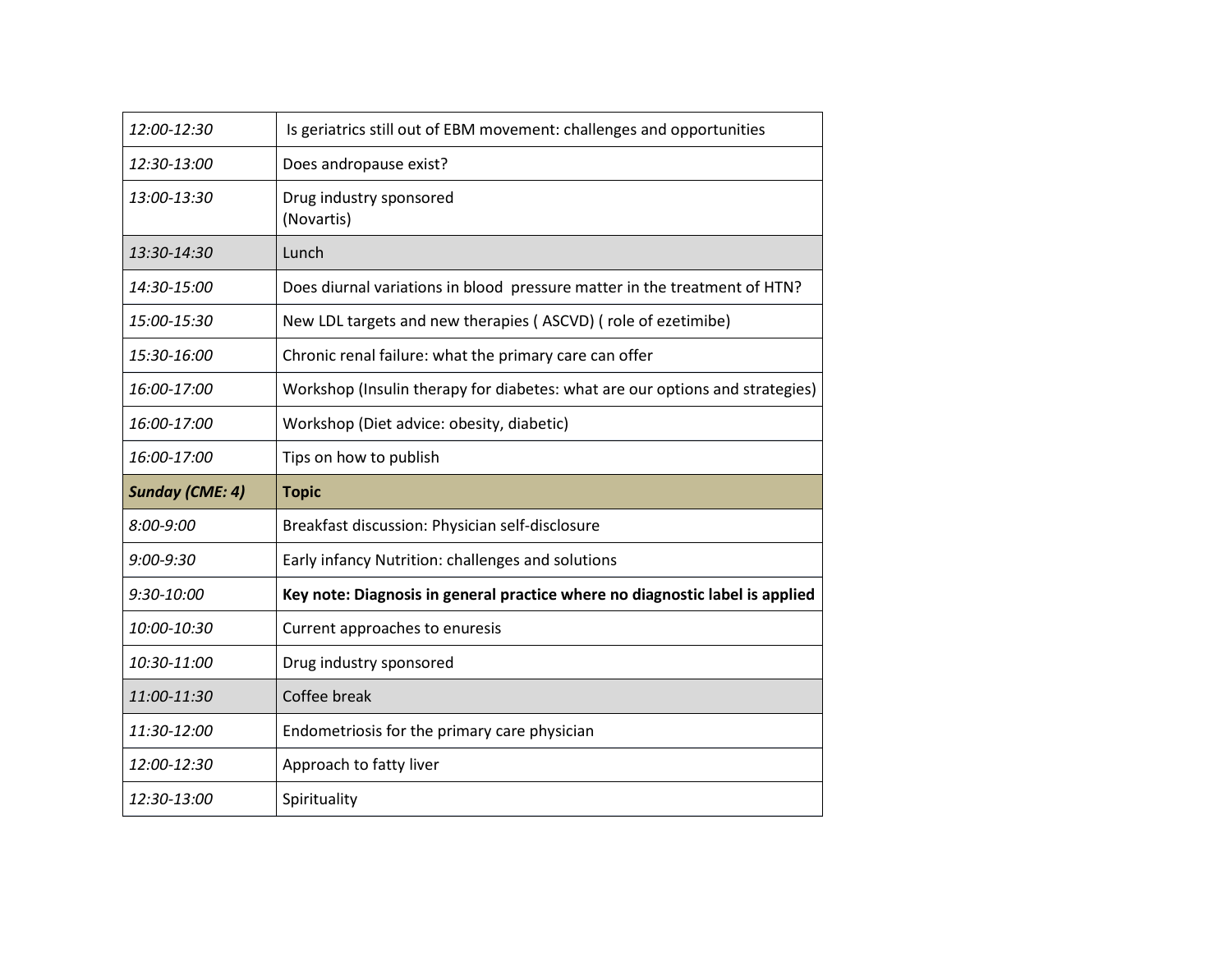| | |
|---|---|
| *12:00-12:30* | Is geriatrics still out of EBM movement: challenges and opportunities |
| *12:30-13:00* | Does andropause exist? |
| *13:00-13:30* | Drug industry sponsored<br>(Novartis) |
| *13:30-14:30* | Lunch |
| *14:30-15:00* | Does diurnal variations in blood pressure matter in the treatment of HTN? |
| *15:00-15:30* | New LDL targets and new therapies ( ASCVD) ( role of ezetimibe) |
| *15:30-16:00* | Chronic renal failure: what the primary care can offer |
| *16:00-17:00* | Workshop (Insulin therapy for diabetes: what are our options and strategies) |
| *16:00-17:00* | Workshop (Diet advice: obesity, diabetic) |
| *16:00-17:00* | Tips on how to publish |
| ***Sunday (CME: 4)*** | **Topic** |
| *8:00-9:00* | Breakfast discussion: Physician self-disclosure |
| *9:00-9:30* | Early infancy Nutrition: challenges and solutions |
| *9:30-10:00* | **Key note: Diagnosis in general practice where no diagnostic label is applied** |
| *10:00-10:30* | Current approaches to enuresis |
| *10:30-11:00* | Drug industry sponsored |
| *11:00-11:30* | Coffee break |
| *11:30-12:00* | Endometriosis for the primary care physician |
| *12:00-12:30* | Approach to fatty liver |
| *12:30-13:00* | Spirituality |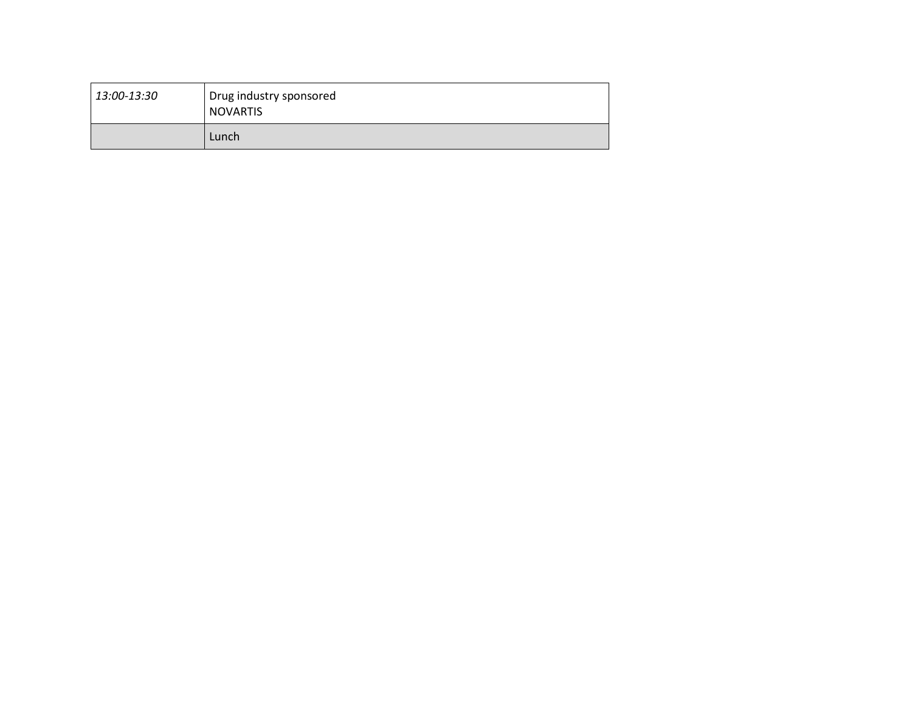| | |
|---|---|
| *13:00-13:30* | Drug industry sponsored<br>NOVARTIS |
| | Lunch |